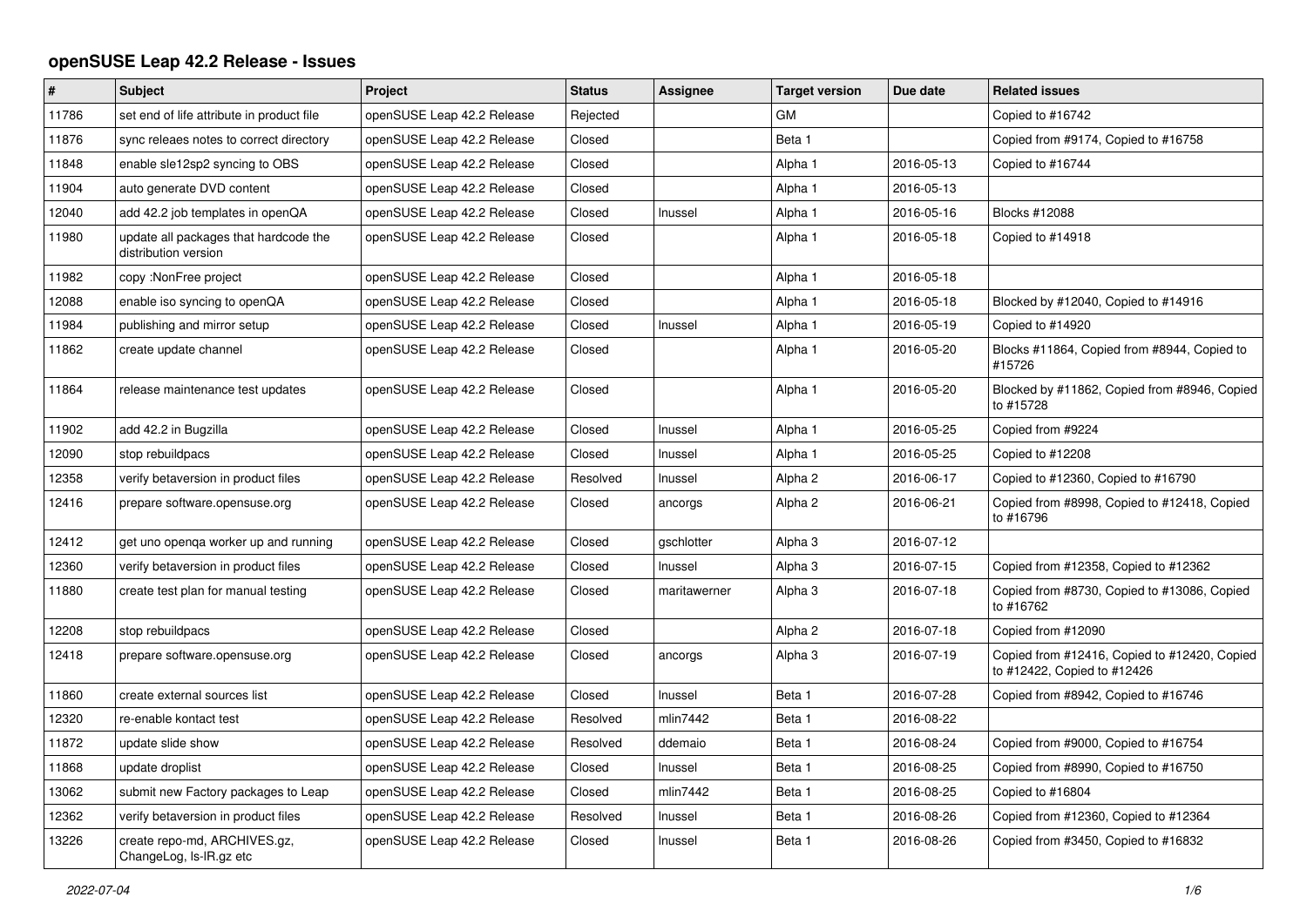# openSUSE Leap 42.2 Release - Issues

| # | Subject | Project | Status | Assignee | Target version | Due date | Related issues |
|---|---|---|---|---|---|---|---|
| 11786 | set end of life attribute in product file | openSUSE Leap 42.2 Release | Rejected | | GM | | Copied to #16742 |
| 11876 | sync releaes notes to correct directory | openSUSE Leap 42.2 Release | Closed | | Beta 1 | | Copied from #9174, Copied to #16758 |
| 11848 | enable sle12sp2 syncing to OBS | openSUSE Leap 42.2 Release | Closed | | Alpha 1 | 2016-05-13 | Copied to #16744 |
| 11904 | auto generate DVD content | openSUSE Leap 42.2 Release | Closed | | Alpha 1 | 2016-05-13 | |
| 12040 | add 42.2 job templates in openQA | openSUSE Leap 42.2 Release | Closed | lnussel | Alpha 1 | 2016-05-16 | Blocks #12088 |
| 11980 | update all packages that hardcode the distribution version | openSUSE Leap 42.2 Release | Closed | | Alpha 1 | 2016-05-18 | Copied to #14918 |
| 11982 | copy :NonFree project | openSUSE Leap 42.2 Release | Closed | | Alpha 1 | 2016-05-18 | |
| 12088 | enable iso syncing to openQA | openSUSE Leap 42.2 Release | Closed | | Alpha 1 | 2016-05-18 | Blocked by #12040, Copied to #14916 |
| 11984 | publishing and mirror setup | openSUSE Leap 42.2 Release | Closed | lnussel | Alpha 1 | 2016-05-19 | Copied to #14920 |
| 11862 | create update channel | openSUSE Leap 42.2 Release | Closed | | Alpha 1 | 2016-05-20 | Blocks #11864, Copied from #8944, Copied to #15726 |
| 11864 | release maintenance test updates | openSUSE Leap 42.2 Release | Closed | | Alpha 1 | 2016-05-20 | Blocked by #11862, Copied from #8946, Copied to #15728 |
| 11902 | add 42.2 in Bugzilla | openSUSE Leap 42.2 Release | Closed | lnussel | Alpha 1 | 2016-05-25 | Copied from #9224 |
| 12090 | stop rebuildpacs | openSUSE Leap 42.2 Release | Closed | lnussel | Alpha 1 | 2016-05-25 | Copied to #12208 |
| 12358 | verify betaversion in product files | openSUSE Leap 42.2 Release | Resolved | lnussel | Alpha 2 | 2016-06-17 | Copied to #12360, Copied to #16790 |
| 12416 | prepare software.opensuse.org | openSUSE Leap 42.2 Release | Closed | ancorgs | Alpha 2 | 2016-06-21 | Copied from #8998, Copied to #12418, Copied to #16796 |
| 12412 | get uno openqa worker up and running | openSUSE Leap 42.2 Release | Closed | gschlotter | Alpha 3 | 2016-07-12 | |
| 12360 | verify betaversion in product files | openSUSE Leap 42.2 Release | Closed | lnussel | Alpha 3 | 2016-07-15 | Copied from #12358, Copied to #12362 |
| 11880 | create test plan for manual testing | openSUSE Leap 42.2 Release | Closed | maritawerner | Alpha 3 | 2016-07-18 | Copied from #8730, Copied to #13086, Copied to #16762 |
| 12208 | stop rebuildpacs | openSUSE Leap 42.2 Release | Closed | | Alpha 2 | 2016-07-18 | Copied from #12090 |
| 12418 | prepare software.opensuse.org | openSUSE Leap 42.2 Release | Closed | ancorgs | Alpha 3 | 2016-07-19 | Copied from #12416, Copied to #12420, Copied to #12422, Copied to #12426 |
| 11860 | create external sources list | openSUSE Leap 42.2 Release | Closed | lnussel | Beta 1 | 2016-07-28 | Copied from #8942, Copied to #16746 |
| 12320 | re-enable kontact test | openSUSE Leap 42.2 Release | Resolved | mlin7442 | Beta 1 | 2016-08-22 | |
| 11872 | update slide show | openSUSE Leap 42.2 Release | Resolved | ddemaio | Beta 1 | 2016-08-24 | Copied from #9000, Copied to #16754 |
| 11868 | update droplist | openSUSE Leap 42.2 Release | Closed | lnussel | Beta 1 | 2016-08-25 | Copied from #8990, Copied to #16750 |
| 13062 | submit new Factory packages to Leap | openSUSE Leap 42.2 Release | Closed | mlin7442 | Beta 1 | 2016-08-25 | Copied to #16804 |
| 12362 | verify betaversion in product files | openSUSE Leap 42.2 Release | Resolved | lnussel | Beta 1 | 2016-08-26 | Copied from #12360, Copied to #12364 |
| 13226 | create repo-md, ARCHIVES.gz, ChangeLog, ls-lR.gz etc | openSUSE Leap 42.2 Release | Closed | lnussel | Beta 1 | 2016-08-26 | Copied from #3450, Copied to #16832 |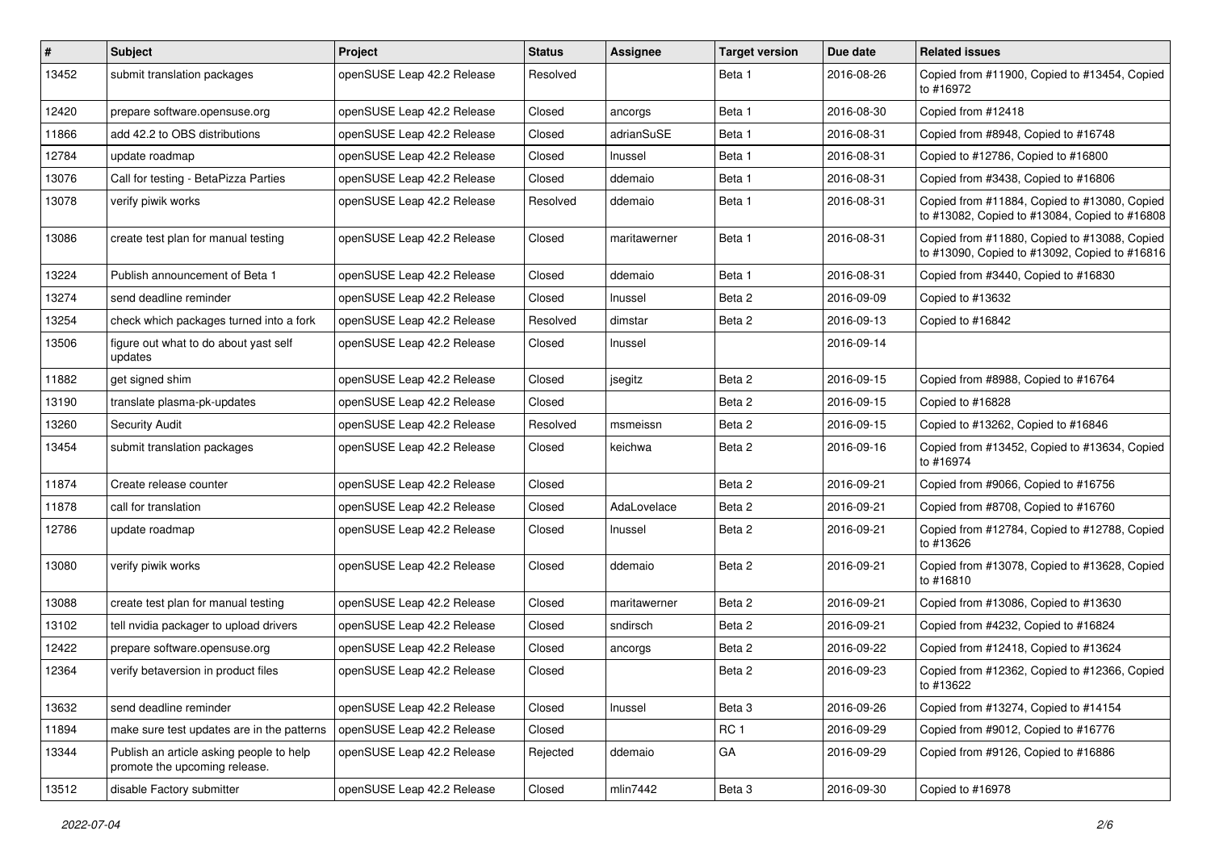| # | Subject | Project | Status | Assignee | Target version | Due date | Related issues |
|---|---|---|---|---|---|---|---|
| 13452 | submit translation packages | openSUSE Leap 42.2 Release | Resolved | | Beta 1 | 2016-08-26 | Copied from #11900, Copied to #13454, Copied to #16972 |
| 12420 | prepare software.opensuse.org | openSUSE Leap 42.2 Release | Closed | ancorgs | Beta 1 | 2016-08-30 | Copied from #12418 |
| 11866 | add 42.2 to OBS distributions | openSUSE Leap 42.2 Release | Closed | adrianSuSE | Beta 1 | 2016-08-31 | Copied from #8948, Copied to #16748 |
| 12784 | update roadmap | openSUSE Leap 42.2 Release | Closed | lnussel | Beta 1 | 2016-08-31 | Copied to #12786, Copied to #16800 |
| 13076 | Call for testing - BetaPizza Parties | openSUSE Leap 42.2 Release | Closed | ddemaio | Beta 1 | 2016-08-31 | Copied from #3438, Copied to #16806 |
| 13078 | verify piwik works | openSUSE Leap 42.2 Release | Resolved | ddemaio | Beta 1 | 2016-08-31 | Copied from #11884, Copied to #13080, Copied to #13082, Copied to #13084, Copied to #16808 |
| 13086 | create test plan for manual testing | openSUSE Leap 42.2 Release | Closed | maritawerner | Beta 1 | 2016-08-31 | Copied from #11880, Copied to #13088, Copied to #13090, Copied to #13092, Copied to #16816 |
| 13224 | Publish announcement of Beta 1 | openSUSE Leap 42.2 Release | Closed | ddemaio | Beta 1 | 2016-08-31 | Copied from #3440, Copied to #16830 |
| 13274 | send deadline reminder | openSUSE Leap 42.2 Release | Closed | lnussel | Beta 2 | 2016-09-09 | Copied to #13632 |
| 13254 | check which packages turned into a fork | openSUSE Leap 42.2 Release | Resolved | dimstar | Beta 2 | 2016-09-13 | Copied to #16842 |
| 13506 | figure out what to do about yast self updates | openSUSE Leap 42.2 Release | Closed | lnussel | | 2016-09-14 | |
| 11882 | get signed shim | openSUSE Leap 42.2 Release | Closed | jsegitz | Beta 2 | 2016-09-15 | Copied from #8988, Copied to #16764 |
| 13190 | translate plasma-pk-updates | openSUSE Leap 42.2 Release | Closed | | Beta 2 | 2016-09-15 | Copied to #16828 |
| 13260 | Security Audit | openSUSE Leap 42.2 Release | Resolved | msmeissn | Beta 2 | 2016-09-15 | Copied to #13262, Copied to #16846 |
| 13454 | submit translation packages | openSUSE Leap 42.2 Release | Closed | keichwa | Beta 2 | 2016-09-16 | Copied from #13452, Copied to #13634, Copied to #16974 |
| 11874 | Create release counter | openSUSE Leap 42.2 Release | Closed | | Beta 2 | 2016-09-21 | Copied from #9066, Copied to #16756 |
| 11878 | call for translation | openSUSE Leap 42.2 Release | Closed | AdaLovelace | Beta 2 | 2016-09-21 | Copied from #8708, Copied to #16760 |
| 12786 | update roadmap | openSUSE Leap 42.2 Release | Closed | lnussel | Beta 2 | 2016-09-21 | Copied from #12784, Copied to #12788, Copied to #13626 |
| 13080 | verify piwik works | openSUSE Leap 42.2 Release | Closed | ddemaio | Beta 2 | 2016-09-21 | Copied from #13078, Copied to #13628, Copied to #16810 |
| 13088 | create test plan for manual testing | openSUSE Leap 42.2 Release | Closed | maritawerner | Beta 2 | 2016-09-21 | Copied from #13086, Copied to #13630 |
| 13102 | tell nvidia packager to upload drivers | openSUSE Leap 42.2 Release | Closed | sndirsch | Beta 2 | 2016-09-21 | Copied from #4232, Copied to #16824 |
| 12422 | prepare software.opensuse.org | openSUSE Leap 42.2 Release | Closed | ancorgs | Beta 2 | 2016-09-22 | Copied from #12418, Copied to #13624 |
| 12364 | verify betaversion in product files | openSUSE Leap 42.2 Release | Closed | | Beta 2 | 2016-09-23 | Copied from #12362, Copied to #12366, Copied to #13622 |
| 13632 | send deadline reminder | openSUSE Leap 42.2 Release | Closed | lnussel | Beta 3 | 2016-09-26 | Copied from #13274, Copied to #14154 |
| 11894 | make sure test updates are in the patterns | openSUSE Leap 42.2 Release | Closed | | RC 1 | 2016-09-29 | Copied from #9012, Copied to #16776 |
| 13344 | Publish an article asking people to help promote the upcoming release. | openSUSE Leap 42.2 Release | Rejected | ddemaio | GA | 2016-09-29 | Copied from #9126, Copied to #16886 |
| 13512 | disable Factory submitter | openSUSE Leap 42.2 Release | Closed | mlin7442 | Beta 3 | 2016-09-30 | Copied to #16978 |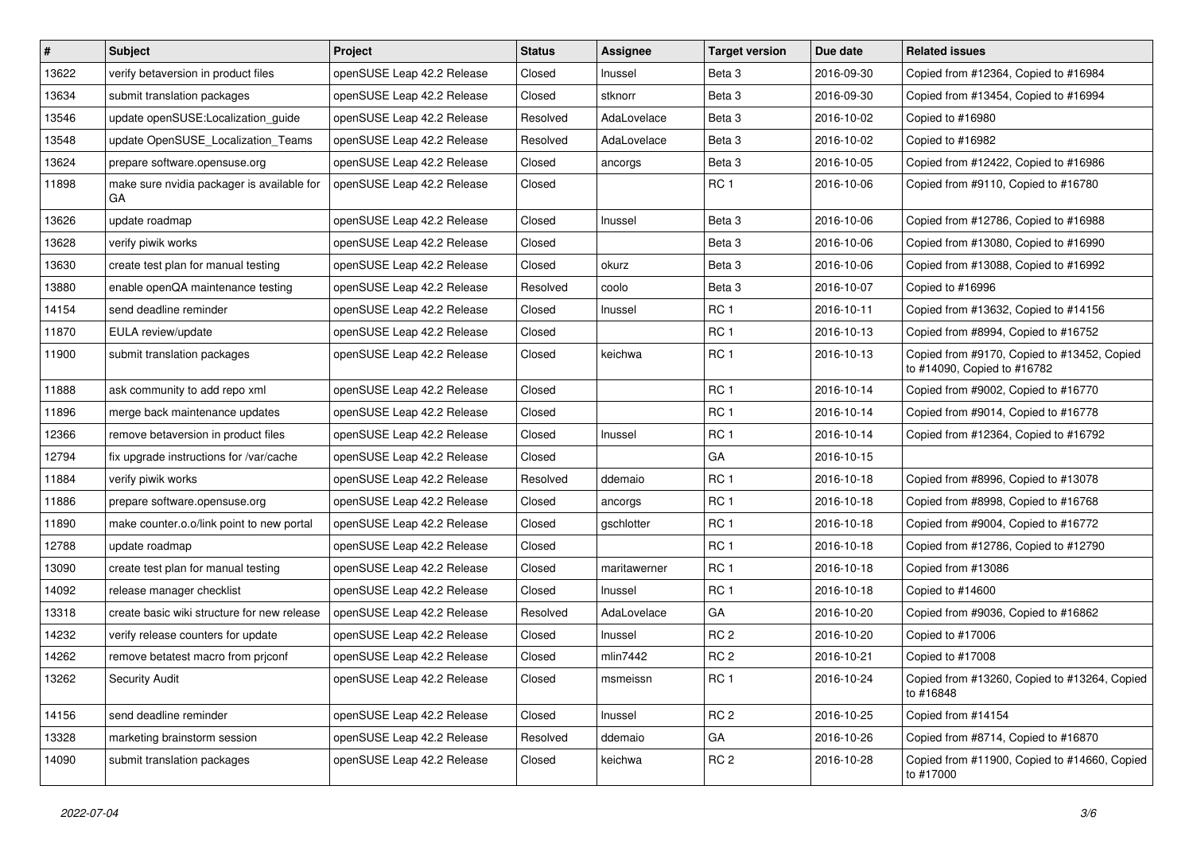| # | Subject | Project | Status | Assignee | Target version | Due date | Related issues |
|---|---|---|---|---|---|---|---|
| 13622 | verify betaversion in product files | openSUSE Leap 42.2 Release | Closed | lnussel | Beta 3 | 2016-09-30 | Copied from #12364, Copied to #16984 |
| 13634 | submit translation packages | openSUSE Leap 42.2 Release | Closed | stknorr | Beta 3 | 2016-09-30 | Copied from #13454, Copied to #16994 |
| 13546 | update openSUSE:Localization_guide | openSUSE Leap 42.2 Release | Resolved | AdaLovelace | Beta 3 | 2016-10-02 | Copied to #16980 |
| 13548 | update OpenSUSE_Localization_Teams | openSUSE Leap 42.2 Release | Resolved | AdaLovelace | Beta 3 | 2016-10-02 | Copied to #16982 |
| 13624 | prepare software.opensuse.org | openSUSE Leap 42.2 Release | Closed | ancorgs | Beta 3 | 2016-10-05 | Copied from #12422, Copied to #16986 |
| 11898 | make sure nvidia packager is available for GA | openSUSE Leap 42.2 Release | Closed | | RC 1 | 2016-10-06 | Copied from #9110, Copied to #16780 |
| 13626 | update roadmap | openSUSE Leap 42.2 Release | Closed | lnussel | Beta 3 | 2016-10-06 | Copied from #12786, Copied to #16988 |
| 13628 | verify piwik works | openSUSE Leap 42.2 Release | Closed | | Beta 3 | 2016-10-06 | Copied from #13080, Copied to #16990 |
| 13630 | create test plan for manual testing | openSUSE Leap 42.2 Release | Closed | okurz | Beta 3 | 2016-10-06 | Copied from #13088, Copied to #16992 |
| 13880 | enable openQA maintenance testing | openSUSE Leap 42.2 Release | Resolved | coolo | Beta 3 | 2016-10-07 | Copied to #16996 |
| 14154 | send deadline reminder | openSUSE Leap 42.2 Release | Closed | lnussel | RC 1 | 2016-10-11 | Copied from #13632, Copied to #14156 |
| 11870 | EULA review/update | openSUSE Leap 42.2 Release | Closed | | RC 1 | 2016-10-13 | Copied from #8994, Copied to #16752 |
| 11900 | submit translation packages | openSUSE Leap 42.2 Release | Closed | keichwa | RC 1 | 2016-10-13 | Copied from #9170, Copied to #13452, Copied to #14090, Copied to #16782 |
| 11888 | ask community to add repo xml | openSUSE Leap 42.2 Release | Closed | | RC 1 | 2016-10-14 | Copied from #9002, Copied to #16770 |
| 11896 | merge back maintenance updates | openSUSE Leap 42.2 Release | Closed | | RC 1 | 2016-10-14 | Copied from #9014, Copied to #16778 |
| 12366 | remove betaversion in product files | openSUSE Leap 42.2 Release | Closed | lnussel | RC 1 | 2016-10-14 | Copied from #12364, Copied to #16792 |
| 12794 | fix upgrade instructions for /var/cache | openSUSE Leap 42.2 Release | Closed | | GA | 2016-10-15 | |
| 11884 | verify piwik works | openSUSE Leap 42.2 Release | Resolved | ddemaio | RC 1 | 2016-10-18 | Copied from #8996, Copied to #13078 |
| 11886 | prepare software.opensuse.org | openSUSE Leap 42.2 Release | Closed | ancorgs | RC 1 | 2016-10-18 | Copied from #8998, Copied to #16768 |
| 11890 | make counter.o.o/link point to new portal | openSUSE Leap 42.2 Release | Closed | gschlotter | RC 1 | 2016-10-18 | Copied from #9004, Copied to #16772 |
| 12788 | update roadmap | openSUSE Leap 42.2 Release | Closed | | RC 1 | 2016-10-18 | Copied from #12786, Copied to #12790 |
| 13090 | create test plan for manual testing | openSUSE Leap 42.2 Release | Closed | maritawerner | RC 1 | 2016-10-18 | Copied from #13086 |
| 14092 | release manager checklist | openSUSE Leap 42.2 Release | Closed | lnussel | RC 1 | 2016-10-18 | Copied to #14600 |
| 13318 | create basic wiki structure for new release | openSUSE Leap 42.2 Release | Resolved | AdaLovelace | GA | 2016-10-20 | Copied from #9036, Copied to #16862 |
| 14232 | verify release counters for update | openSUSE Leap 42.2 Release | Closed | lnussel | RC 2 | 2016-10-20 | Copied to #17006 |
| 14262 | remove betatest macro from prjconf | openSUSE Leap 42.2 Release | Closed | mlin7442 | RC 2 | 2016-10-21 | Copied to #17008 |
| 13262 | Security Audit | openSUSE Leap 42.2 Release | Closed | msmeissn | RC 1 | 2016-10-24 | Copied from #13260, Copied to #13264, Copied to #16848 |
| 14156 | send deadline reminder | openSUSE Leap 42.2 Release | Closed | lnussel | RC 2 | 2016-10-25 | Copied from #14154 |
| 13328 | marketing brainstorm session | openSUSE Leap 42.2 Release | Resolved | ddemaio | GA | 2016-10-26 | Copied from #8714, Copied to #16870 |
| 14090 | submit translation packages | openSUSE Leap 42.2 Release | Closed | keichwa | RC 2 | 2016-10-28 | Copied from #11900, Copied to #14660, Copied to #17000 |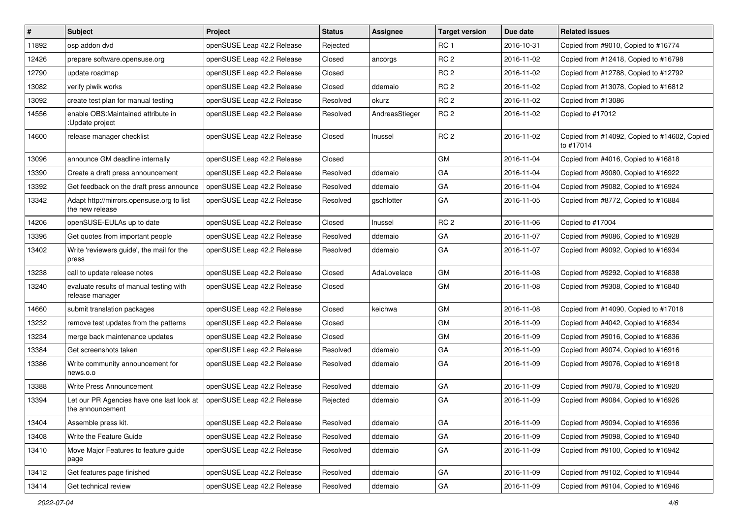| # | Subject | Project | Status | Assignee | Target version | Due date | Related issues |
|---|---|---|---|---|---|---|---|
| 11892 | osp addon dvd | openSUSE Leap 42.2 Release | Rejected | | RC 1 | 2016-10-31 | Copied from #9010, Copied to #16774 |
| 12426 | prepare software.opensuse.org | openSUSE Leap 42.2 Release | Closed | ancorgs | RC 2 | 2016-11-02 | Copied from #12418, Copied to #16798 |
| 12790 | update roadmap | openSUSE Leap 42.2 Release | Closed | | RC 2 | 2016-11-02 | Copied from #12788, Copied to #12792 |
| 13082 | verify piwik works | openSUSE Leap 42.2 Release | Closed | ddemaio | RC 2 | 2016-11-02 | Copied from #13078, Copied to #16812 |
| 13092 | create test plan for manual testing | openSUSE Leap 42.2 Release | Resolved | okurz | RC 2 | 2016-11-02 | Copied from #13086 |
| 14556 | enable OBS:Maintained attribute in :Update project | openSUSE Leap 42.2 Release | Resolved | AndreasStieger | RC 2 | 2016-11-02 | Copied to #17012 |
| 14600 | release manager checklist | openSUSE Leap 42.2 Release | Closed | lnussel | RC 2 | 2016-11-02 | Copied from #14092, Copied to #14602, Copied to #17014 |
| 13096 | announce GM deadline internally | openSUSE Leap 42.2 Release | Closed | | GM | 2016-11-04 | Copied from #4016, Copied to #16818 |
| 13390 | Create a draft press announcement | openSUSE Leap 42.2 Release | Resolved | ddemaio | GA | 2016-11-04 | Copied from #9080, Copied to #16922 |
| 13392 | Get feedback on the draft press announce | openSUSE Leap 42.2 Release | Resolved | ddemaio | GA | 2016-11-04 | Copied from #9082, Copied to #16924 |
| 13342 | Adapt http://mirrors.opensuse.org to list the new release | openSUSE Leap 42.2 Release | Resolved | gschlotter | GA | 2016-11-05 | Copied from #8772, Copied to #16884 |
| 14206 | openSUSE-EULAs up to date | openSUSE Leap 42.2 Release | Closed | lnussel | RC 2 | 2016-11-06 | Copied to #17004 |
| 13396 | Get quotes from important people | openSUSE Leap 42.2 Release | Resolved | ddemaio | GA | 2016-11-07 | Copied from #9086, Copied to #16928 |
| 13402 | Write 'reviewers guide', the mail for the press | openSUSE Leap 42.2 Release | Resolved | ddemaio | GA | 2016-11-07 | Copied from #9092, Copied to #16934 |
| 13238 | call to update release notes | openSUSE Leap 42.2 Release | Closed | AdaLovelace | GM | 2016-11-08 | Copied from #9292, Copied to #16838 |
| 13240 | evaluate results of manual testing with release manager | openSUSE Leap 42.2 Release | Closed | | GM | 2016-11-08 | Copied from #9308, Copied to #16840 |
| 14660 | submit translation packages | openSUSE Leap 42.2 Release | Closed | keichwa | GM | 2016-11-08 | Copied from #14090, Copied to #17018 |
| 13232 | remove test updates from the patterns | openSUSE Leap 42.2 Release | Closed | | GM | 2016-11-09 | Copied from #4042, Copied to #16834 |
| 13234 | merge back maintenance updates | openSUSE Leap 42.2 Release | Closed | | GM | 2016-11-09 | Copied from #9016, Copied to #16836 |
| 13384 | Get screenshots taken | openSUSE Leap 42.2 Release | Resolved | ddemaio | GA | 2016-11-09 | Copied from #9074, Copied to #16916 |
| 13386 | Write community announcement for news.o.o | openSUSE Leap 42.2 Release | Resolved | ddemaio | GA | 2016-11-09 | Copied from #9076, Copied to #16918 |
| 13388 | Write Press Announcement | openSUSE Leap 42.2 Release | Resolved | ddemaio | GA | 2016-11-09 | Copied from #9078, Copied to #16920 |
| 13394 | Let our PR Agencies have one last look at the announcement | openSUSE Leap 42.2 Release | Rejected | ddemaio | GA | 2016-11-09 | Copied from #9084, Copied to #16926 |
| 13404 | Assemble press kit. | openSUSE Leap 42.2 Release | Resolved | ddemaio | GA | 2016-11-09 | Copied from #9094, Copied to #16936 |
| 13408 | Write the Feature Guide | openSUSE Leap 42.2 Release | Resolved | ddemaio | GA | 2016-11-09 | Copied from #9098, Copied to #16940 |
| 13410 | Move Major Features to feature guide page | openSUSE Leap 42.2 Release | Resolved | ddemaio | GA | 2016-11-09 | Copied from #9100, Copied to #16942 |
| 13412 | Get features page finished | openSUSE Leap 42.2 Release | Resolved | ddemaio | GA | 2016-11-09 | Copied from #9102, Copied to #16944 |
| 13414 | Get technical review | openSUSE Leap 42.2 Release | Resolved | ddemaio | GA | 2016-11-09 | Copied from #9104, Copied to #16946 |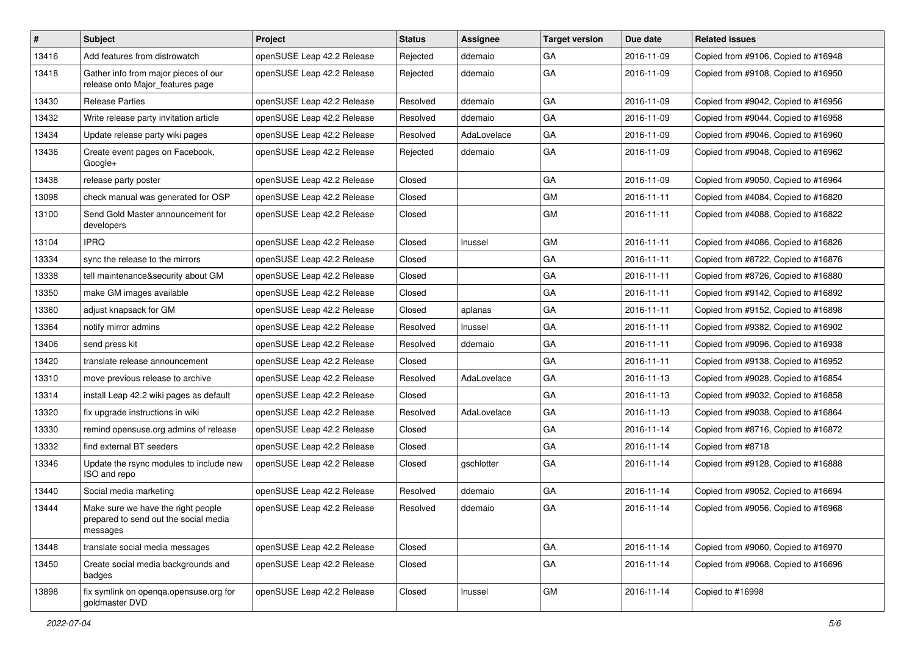| # | Subject | Project | Status | Assignee | Target version | Due date | Related issues |
|---|---|---|---|---|---|---|---|
| 13416 | Add features from distrowatch | openSUSE Leap 42.2 Release | Rejected | ddemaio | GA | 2016-11-09 | Copied from #9106, Copied to #16948 |
| 13418 | Gather info from major pieces of our release onto Major_features page | openSUSE Leap 42.2 Release | Rejected | ddemaio | GA | 2016-11-09 | Copied from #9108, Copied to #16950 |
| 13430 | Release Parties | openSUSE Leap 42.2 Release | Resolved | ddemaio | GA | 2016-11-09 | Copied from #9042, Copied to #16956 |
| 13432 | Write release party invitation article | openSUSE Leap 42.2 Release | Resolved | ddemaio | GA | 2016-11-09 | Copied from #9044, Copied to #16958 |
| 13434 | Update release party wiki pages | openSUSE Leap 42.2 Release | Resolved | AdaLovelace | GA | 2016-11-09 | Copied from #9046, Copied to #16960 |
| 13436 | Create event pages on Facebook, Google+ | openSUSE Leap 42.2 Release | Rejected | ddemaio | GA | 2016-11-09 | Copied from #9048, Copied to #16962 |
| 13438 | release party poster | openSUSE Leap 42.2 Release | Closed | | GA | 2016-11-09 | Copied from #9050, Copied to #16964 |
| 13098 | check manual was generated for OSP | openSUSE Leap 42.2 Release | Closed | | GM | 2016-11-11 | Copied from #4084, Copied to #16820 |
| 13100 | Send Gold Master announcement for developers | openSUSE Leap 42.2 Release | Closed | | GM | 2016-11-11 | Copied from #4088, Copied to #16822 |
| 13104 | IPRQ | openSUSE Leap 42.2 Release | Closed | lnussel | GM | 2016-11-11 | Copied from #4086, Copied to #16826 |
| 13334 | sync the release to the mirrors | openSUSE Leap 42.2 Release | Closed | | GA | 2016-11-11 | Copied from #8722, Copied to #16876 |
| 13338 | tell maintenance&security about GM | openSUSE Leap 42.2 Release | Closed | | GA | 2016-11-11 | Copied from #8726, Copied to #16880 |
| 13350 | make GM images available | openSUSE Leap 42.2 Release | Closed | | GA | 2016-11-11 | Copied from #9142, Copied to #16892 |
| 13360 | adjust knapsack for GM | openSUSE Leap 42.2 Release | Closed | aplanas | GA | 2016-11-11 | Copied from #9152, Copied to #16898 |
| 13364 | notify mirror admins | openSUSE Leap 42.2 Release | Resolved | lnussel | GA | 2016-11-11 | Copied from #9382, Copied to #16902 |
| 13406 | send press kit | openSUSE Leap 42.2 Release | Resolved | ddemaio | GA | 2016-11-11 | Copied from #9096, Copied to #16938 |
| 13420 | translate release announcement | openSUSE Leap 42.2 Release | Closed | | GA | 2016-11-11 | Copied from #9138, Copied to #16952 |
| 13310 | move previous release to archive | openSUSE Leap 42.2 Release | Resolved | AdaLovelace | GA | 2016-11-13 | Copied from #9028, Copied to #16854 |
| 13314 | install Leap 42.2 wiki pages as default | openSUSE Leap 42.2 Release | Closed | | GA | 2016-11-13 | Copied from #9032, Copied to #16858 |
| 13320 | fix upgrade instructions in wiki | openSUSE Leap 42.2 Release | Resolved | AdaLovelace | GA | 2016-11-13 | Copied from #9038, Copied to #16864 |
| 13330 | remind opensuse.org admins of release | openSUSE Leap 42.2 Release | Closed | | GA | 2016-11-14 | Copied from #8716, Copied to #16872 |
| 13332 | find external BT seeders | openSUSE Leap 42.2 Release | Closed | | GA | 2016-11-14 | Copied from #8718 |
| 13346 | Update the rsync modules to include new ISO and repo | openSUSE Leap 42.2 Release | Closed | gschlotter | GA | 2016-11-14 | Copied from #9128, Copied to #16888 |
| 13440 | Social media marketing | openSUSE Leap 42.2 Release | Resolved | ddemaio | GA | 2016-11-14 | Copied from #9052, Copied to #16694 |
| 13444 | Make sure we have the right people prepared to send out the social media messages | openSUSE Leap 42.2 Release | Resolved | ddemaio | GA | 2016-11-14 | Copied from #9056, Copied to #16968 |
| 13448 | translate social media messages | openSUSE Leap 42.2 Release | Closed | | GA | 2016-11-14 | Copied from #9060, Copied to #16970 |
| 13450 | Create social media backgrounds and badges | openSUSE Leap 42.2 Release | Closed | | GA | 2016-11-14 | Copied from #9068, Copied to #16696 |
| 13898 | fix symlink on openqa.opensuse.org for goldmaster DVD | openSUSE Leap 42.2 Release | Closed | lnussel | GM | 2016-11-14 | Copied to #16998 |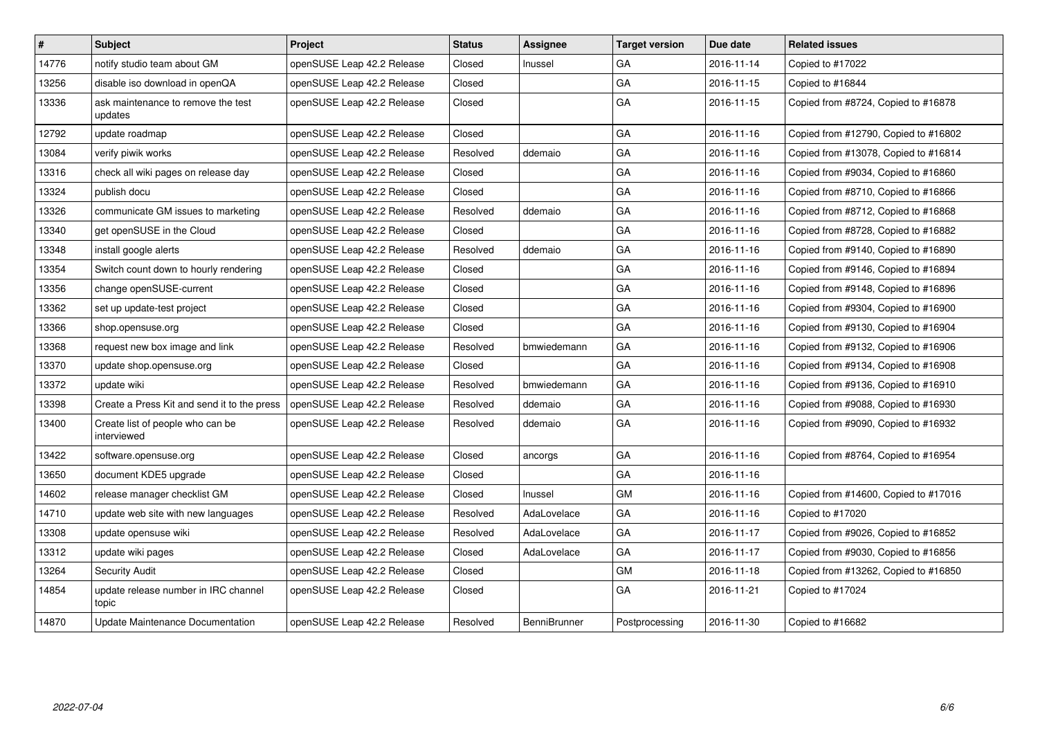| # | Subject | Project | Status | Assignee | Target version | Due date | Related issues |
|---|---|---|---|---|---|---|---|
| 14776 | notify studio team about GM | openSUSE Leap 42.2 Release | Closed | lnussel | GA | 2016-11-14 | Copied to #17022 |
| 13256 | disable iso download in openQA | openSUSE Leap 42.2 Release | Closed | | GA | 2016-11-15 | Copied to #16844 |
| 13336 | ask maintenance to remove the test updates | openSUSE Leap 42.2 Release | Closed | | GA | 2016-11-15 | Copied from #8724, Copied to #16878 |
| 12792 | update roadmap | openSUSE Leap 42.2 Release | Closed | | GA | 2016-11-16 | Copied from #12790, Copied to #16802 |
| 13084 | verify piwik works | openSUSE Leap 42.2 Release | Resolved | ddemaio | GA | 2016-11-16 | Copied from #13078, Copied to #16814 |
| 13316 | check all wiki pages on release day | openSUSE Leap 42.2 Release | Closed | | GA | 2016-11-16 | Copied from #9034, Copied to #16860 |
| 13324 | publish docu | openSUSE Leap 42.2 Release | Closed | | GA | 2016-11-16 | Copied from #8710, Copied to #16866 |
| 13326 | communicate GM issues to marketing | openSUSE Leap 42.2 Release | Resolved | ddemaio | GA | 2016-11-16 | Copied from #8712, Copied to #16868 |
| 13340 | get openSUSE in the Cloud | openSUSE Leap 42.2 Release | Closed | | GA | 2016-11-16 | Copied from #8728, Copied to #16882 |
| 13348 | install google alerts | openSUSE Leap 42.2 Release | Resolved | ddemaio | GA | 2016-11-16 | Copied from #9140, Copied to #16890 |
| 13354 | Switch count down to hourly rendering | openSUSE Leap 42.2 Release | Closed | | GA | 2016-11-16 | Copied from #9146, Copied to #16894 |
| 13356 | change openSUSE-current | openSUSE Leap 42.2 Release | Closed | | GA | 2016-11-16 | Copied from #9148, Copied to #16896 |
| 13362 | set up update-test project | openSUSE Leap 42.2 Release | Closed | | GA | 2016-11-16 | Copied from #9304, Copied to #16900 |
| 13366 | shop.opensuse.org | openSUSE Leap 42.2 Release | Closed | | GA | 2016-11-16 | Copied from #9130, Copied to #16904 |
| 13368 | request new box image and link | openSUSE Leap 42.2 Release | Resolved | bmwiedemann | GA | 2016-11-16 | Copied from #9132, Copied to #16906 |
| 13370 | update shop.opensuse.org | openSUSE Leap 42.2 Release | Closed | | GA | 2016-11-16 | Copied from #9134, Copied to #16908 |
| 13372 | update wiki | openSUSE Leap 42.2 Release | Resolved | bmwiedemann | GA | 2016-11-16 | Copied from #9136, Copied to #16910 |
| 13398 | Create a Press Kit and send it to the press | openSUSE Leap 42.2 Release | Resolved | ddemaio | GA | 2016-11-16 | Copied from #9088, Copied to #16930 |
| 13400 | Create list of people who can be interviewed | openSUSE Leap 42.2 Release | Resolved | ddemaio | GA | 2016-11-16 | Copied from #9090, Copied to #16932 |
| 13422 | software.opensuse.org | openSUSE Leap 42.2 Release | Closed | ancorgs | GA | 2016-11-16 | Copied from #8764, Copied to #16954 |
| 13650 | document KDE5 upgrade | openSUSE Leap 42.2 Release | Closed | | GA | 2016-11-16 | |
| 14602 | release manager checklist GM | openSUSE Leap 42.2 Release | Closed | lnussel | GM | 2016-11-16 | Copied from #14600, Copied to #17016 |
| 14710 | update web site with new languages | openSUSE Leap 42.2 Release | Resolved | AdaLovelace | GA | 2016-11-16 | Copied to #17020 |
| 13308 | update opensuse wiki | openSUSE Leap 42.2 Release | Resolved | AdaLovelace | GA | 2016-11-17 | Copied from #9026, Copied to #16852 |
| 13312 | update wiki pages | openSUSE Leap 42.2 Release | Closed | AdaLovelace | GA | 2016-11-17 | Copied from #9030, Copied to #16856 |
| 13264 | Security Audit | openSUSE Leap 42.2 Release | Closed | | GM | 2016-11-18 | Copied from #13262, Copied to #16850 |
| 14854 | update release number in IRC channel topic | openSUSE Leap 42.2 Release | Closed | | GA | 2016-11-21 | Copied to #17024 |
| 14870 | Update Maintenance Documentation | openSUSE Leap 42.2 Release | Resolved | BenniBrunner | Postprocessing | 2016-11-30 | Copied to #16682 |